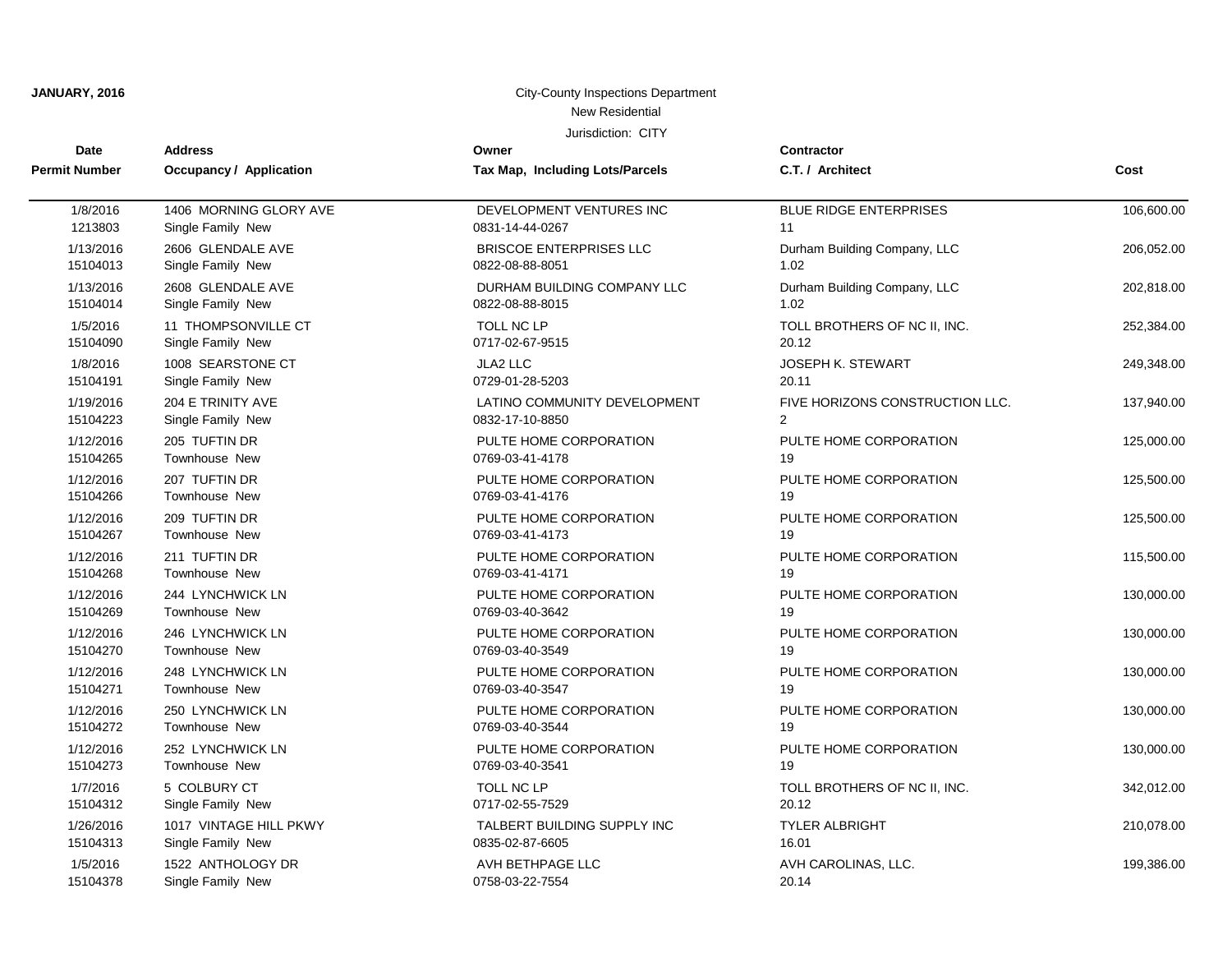**JANUARY, 2016**

City-County Inspections Department

New Residential

Jurisdiction: CITY

| Date / Permit Number | Address / Occupancy / Application | Owner / Tax Map, Including Lots/Parcels | Contractor / C.T. / Architect | Cost |
|---|---|---|---|---|
| 1/8/2016<br>1213803 | 1406 MORNING GLORY AVE<br>Single Family New | DEVELOPMENT VENTURES INC<br>0831-14-44-0267 | BLUE RIDGE ENTERPRISES<br>11 | 106,600.00 |
| 1/13/2016<br>15104013 | 2606 GLENDALE AVE<br>Single Family New | BRISCOE ENTERPRISES LLC<br>0822-08-88-8051 | Durham Building Company, LLC<br>1.02 | 206,052.00 |
| 1/13/2016<br>15104014 | 2608 GLENDALE AVE<br>Single Family New | DURHAM BUILDING COMPANY LLC<br>0822-08-88-8015 | Durham Building Company, LLC<br>1.02 | 202,818.00 |
| 1/5/2016<br>15104090 | 11 THOMPSONVILLE CT<br>Single Family New | TOLL NC LP<br>0717-02-67-9515 | TOLL BROTHERS OF NC II, INC.<br>20.12 | 252,384.00 |
| 1/8/2016<br>15104191 | 1008 SEARSTONE CT<br>Single Family New | JLA2 LLC<br>0729-01-28-5203 | JOSEPH K. STEWART<br>20.11 | 249,348.00 |
| 1/19/2016<br>15104223 | 204 E TRINITY AVE<br>Single Family New | LATINO COMMUNITY DEVELOPMENT<br>0832-17-10-8850 | FIVE HORIZONS CONSTRUCTION LLC.<br>2 | 137,940.00 |
| 1/12/2016<br>15104265 | 205 TUFTIN DR<br>Townhouse New | PULTE HOME CORPORATION<br>0769-03-41-4178 | PULTE HOME CORPORATION<br>19 | 125,000.00 |
| 1/12/2016<br>15104266 | 207 TUFTIN DR<br>Townhouse New | PULTE HOME CORPORATION<br>0769-03-41-4176 | PULTE HOME CORPORATION<br>19 | 125,500.00 |
| 1/12/2016<br>15104267 | 209 TUFTIN DR<br>Townhouse New | PULTE HOME CORPORATION<br>0769-03-41-4173 | PULTE HOME CORPORATION<br>19 | 125,500.00 |
| 1/12/2016<br>15104268 | 211 TUFTIN DR<br>Townhouse New | PULTE HOME CORPORATION<br>0769-03-41-4171 | PULTE HOME CORPORATION<br>19 | 115,500.00 |
| 1/12/2016<br>15104269 | 244 LYNCHWICK LN<br>Townhouse New | PULTE HOME CORPORATION<br>0769-03-40-3642 | PULTE HOME CORPORATION<br>19 | 130,000.00 |
| 1/12/2016<br>15104270 | 246 LYNCHWICK LN<br>Townhouse New | PULTE HOME CORPORATION<br>0769-03-40-3549 | PULTE HOME CORPORATION<br>19 | 130,000.00 |
| 1/12/2016<br>15104271 | 248 LYNCHWICK LN<br>Townhouse New | PULTE HOME CORPORATION<br>0769-03-40-3547 | PULTE HOME CORPORATION<br>19 | 130,000.00 |
| 1/12/2016<br>15104272 | 250 LYNCHWICK LN<br>Townhouse New | PULTE HOME CORPORATION<br>0769-03-40-3544 | PULTE HOME CORPORATION<br>19 | 130,000.00 |
| 1/12/2016<br>15104273 | 252 LYNCHWICK LN<br>Townhouse New | PULTE HOME CORPORATION<br>0769-03-40-3541 | PULTE HOME CORPORATION<br>19 | 130,000.00 |
| 1/7/2016<br>15104312 | 5 COLBURY CT<br>Single Family New | TOLL NC LP<br>0717-02-55-7529 | TOLL BROTHERS OF NC II, INC.<br>20.12 | 342,012.00 |
| 1/26/2016<br>15104313 | 1017 VINTAGE HILL PKWY<br>Single Family New | TALBERT BUILDING SUPPLY INC<br>0835-02-87-6605 | TYLER ALBRIGHT<br>16.01 | 210,078.00 |
| 1/5/2016<br>15104378 | 1522 ANTHOLOGY DR<br>Single Family New | AVH BETHPAGE LLC<br>0758-03-22-7554 | AVH CAROLINAS, LLC.<br>20.14 | 199,386.00 |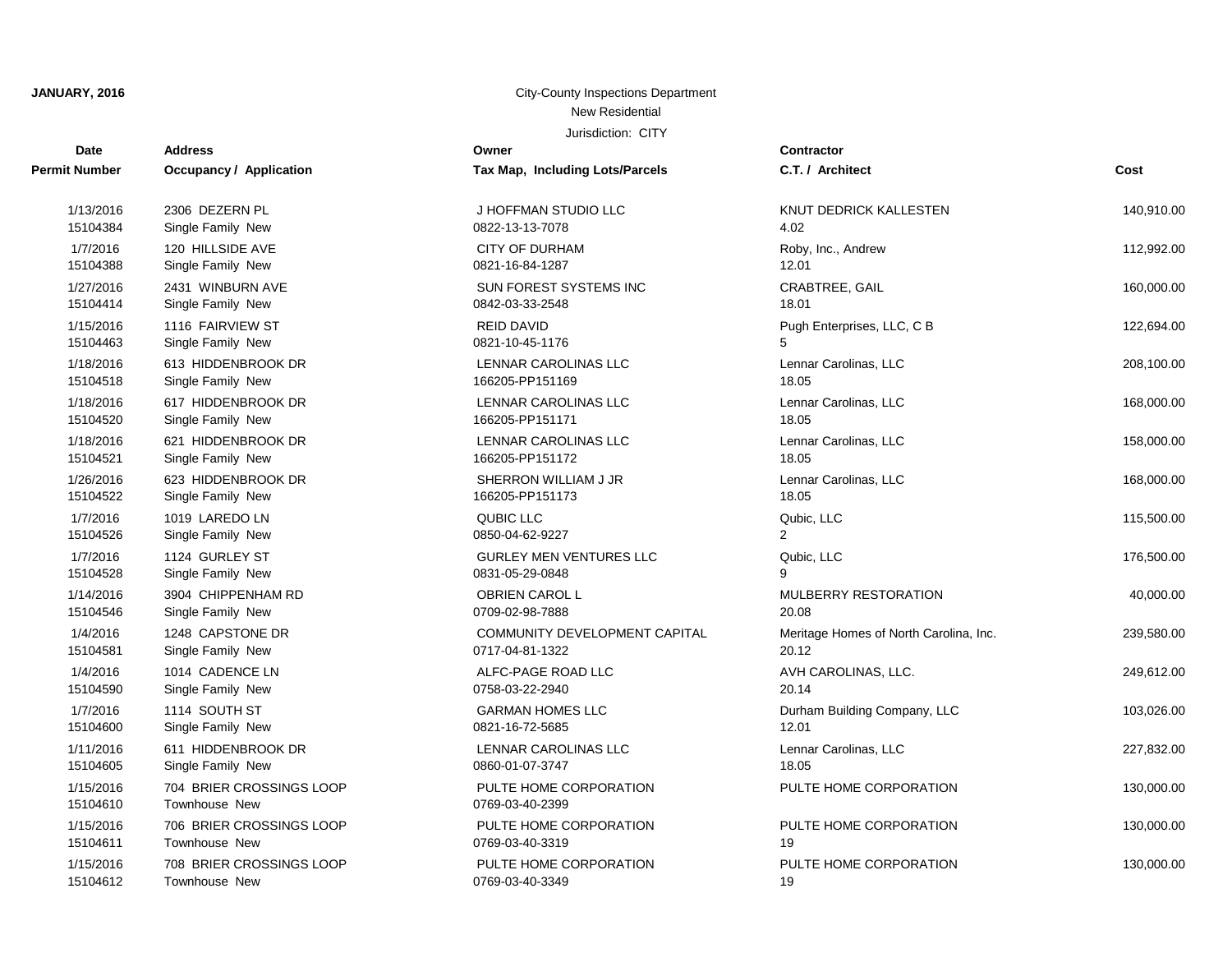**JANUARY, 2016**

City-County Inspections Department

New Residential

Jurisdiction: CITY

| Date / Permit Number | Address / Occupancy / Application | Owner / Tax Map, Including Lots/Parcels | Contractor / C.T. / Architect | Cost |
|---|---|---|---|---|
| 1/13/2016<br>15104384 | 2306 DEZERN PL<br>Single Family New | J HOFFMAN STUDIO LLC<br>0822-13-13-7078 | KNUT DEDRICK KALLESTEN<br>4.02 | 140,910.00 |
| 1/7/2016<br>15104388 | 120 HILLSIDE AVE<br>Single Family New | CITY OF DURHAM<br>0821-16-84-1287 | Roby, Inc., Andrew<br>12.01 | 112,992.00 |
| 1/27/2016<br>15104414 | 2431 WINBURN AVE<br>Single Family New | SUN FOREST SYSTEMS INC<br>0842-03-33-2548 | CRABTREE, GAIL<br>18.01 | 160,000.00 |
| 1/15/2016<br>15104463 | 1116 FAIRVIEW ST<br>Single Family New | REID DAVID<br>0821-10-45-1176 | Pugh Enterprises, LLC, C B<br>5 | 122,694.00 |
| 1/18/2016<br>15104518 | 613 HIDDENBROOK DR<br>Single Family New | LENNAR CAROLINAS LLC<br>166205-PP151169 | Lennar Carolinas, LLC<br>18.05 | 208,100.00 |
| 1/18/2016<br>15104520 | 617 HIDDENBROOK DR<br>Single Family New | LENNAR CAROLINAS LLC<br>166205-PP151171 | Lennar Carolinas, LLC<br>18.05 | 168,000.00 |
| 1/18/2016<br>15104521 | 621 HIDDENBROOK DR<br>Single Family New | LENNAR CAROLINAS LLC<br>166205-PP151172 | Lennar Carolinas, LLC<br>18.05 | 158,000.00 |
| 1/26/2016<br>15104522 | 623 HIDDENBROOK DR<br>Single Family New | SHERRON WILLIAM J JR<br>166205-PP151173 | Lennar Carolinas, LLC<br>18.05 | 168,000.00 |
| 1/7/2016<br>15104526 | 1019 LAREDO LN<br>Single Family New | QUBIC LLC<br>0850-04-62-9227 | Qubic, LLC<br>2 | 115,500.00 |
| 1/7/2016<br>15104528 | 1124 GURLEY ST<br>Single Family New | GURLEY MEN VENTURES LLC<br>0831-05-29-0848 | Qubic, LLC<br>9 | 176,500.00 |
| 1/14/2016<br>15104546 | 3904 CHIPPENHAM RD<br>Single Family New | OBRIEN CAROL L<br>0709-02-98-7888 | MULBERRY RESTORATION<br>20.08 | 40,000.00 |
| 1/4/2016<br>15104581 | 1248 CAPSTONE DR<br>Single Family New | COMMUNITY DEVELOPMENT CAPITAL<br>0717-04-81-1322 | Meritage Homes of North Carolina, Inc.<br>20.12 | 239,580.00 |
| 1/4/2016<br>15104590 | 1014 CADENCE LN<br>Single Family New | ALFC-PAGE ROAD LLC<br>0758-03-22-2940 | AVH CAROLINAS, LLC.<br>20.14 | 249,612.00 |
| 1/7/2016<br>15104600 | 1114 SOUTH ST<br>Single Family New | GARMAN HOMES LLC<br>0821-16-72-5685 | Durham Building Company, LLC<br>12.01 | 103,026.00 |
| 1/11/2016<br>15104605 | 611 HIDDENBROOK DR<br>Single Family New | LENNAR CAROLINAS LLC<br>0860-01-07-3747 | Lennar Carolinas, LLC<br>18.05 | 227,832.00 |
| 1/15/2016<br>15104610 | 704 BRIER CROSSINGS LOOP<br>Townhouse New | PULTE HOME CORPORATION<br>0769-03-40-2399 | PULTE HOME CORPORATION | 130,000.00 |
| 1/15/2016<br>15104611 | 706 BRIER CROSSINGS LOOP<br>Townhouse New | PULTE HOME CORPORATION<br>0769-03-40-3319 | PULTE HOME CORPORATION<br>19 | 130,000.00 |
| 1/15/2016<br>15104612 | 708 BRIER CROSSINGS LOOP<br>Townhouse New | PULTE HOME CORPORATION<br>0769-03-40-3349 | PULTE HOME CORPORATION<br>19 | 130,000.00 |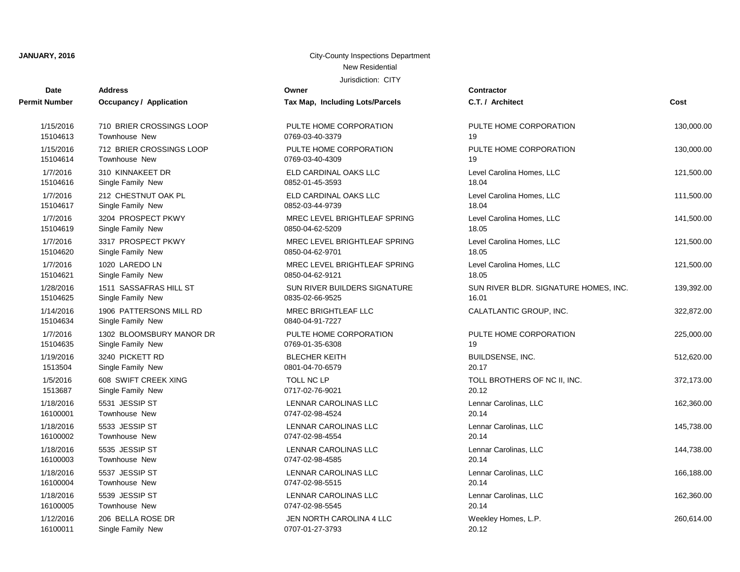**JANUARY, 2016**

City-County Inspections Department
New Residential
Jurisdiction: CITY

| Date / Permit Number | Address / Occupancy / Application | Owner / Tax Map, Including Lots/Parcels | Contractor / C.T. / Architect | Cost |
|---|---|---|---|---|
| 1/15/2016<br>15104613 | 710 BRIER CROSSINGS LOOP<br>Townhouse New | PULTE HOME CORPORATION<br>0769-03-40-3379 | PULTE HOME CORPORATION<br>19 | 130,000.00 |
| 1/15/2016<br>15104614 | 712 BRIER CROSSINGS LOOP<br>Townhouse New | PULTE HOME CORPORATION<br>0769-03-40-4309 | PULTE HOME CORPORATION<br>19 | 130,000.00 |
| 1/7/2016<br>15104616 | 310 KINNAKEET DR<br>Single Family New | ELD CARDINAL OAKS LLC<br>0852-01-45-3593 | Level Carolina Homes, LLC<br>18.04 | 121,500.00 |
| 1/7/2016<br>15104617 | 212 CHESTNUT OAK PL<br>Single Family New | ELD CARDINAL OAKS LLC<br>0852-03-44-9739 | Level Carolina Homes, LLC<br>18.04 | 111,500.00 |
| 1/7/2016<br>15104619 | 3204 PROSPECT PKWY<br>Single Family New | MREC LEVEL BRIGHTLEAF SPRING<br>0850-04-62-5209 | Level Carolina Homes, LLC<br>18.05 | 141,500.00 |
| 1/7/2016<br>15104620 | 3317 PROSPECT PKWY<br>Single Family New | MREC LEVEL BRIGHTLEAF SPRING<br>0850-04-62-9701 | Level Carolina Homes, LLC<br>18.05 | 121,500.00 |
| 1/7/2016<br>15104621 | 1020 LAREDO LN<br>Single Family New | MREC LEVEL BRIGHTLEAF SPRING<br>0850-04-62-9121 | Level Carolina Homes, LLC<br>18.05 | 121,500.00 |
| 1/28/2016<br>15104625 | 1511 SASSAFRAS HILL ST<br>Single Family New | SUN RIVER BUILDERS SIGNATURE<br>0835-02-66-9525 | SUN RIVER BLDR. SIGNATURE HOMES, INC.<br>16.01 | 139,392.00 |
| 1/14/2016<br>15104634 | 1906 PATTERSONS MILL RD<br>Single Family New | MREC BRIGHTLEAF LLC<br>0840-04-91-7227 | CALATLANTIC GROUP, INC. | 322,872.00 |
| 1/7/2016<br>15104635 | 1302 BLOOMSBURY MANOR DR<br>Single Family New | PULTE HOME CORPORATION<br>0769-01-35-6308 | PULTE HOME CORPORATION<br>19 | 225,000.00 |
| 1/19/2016<br>1513504 | 3240 PICKETT RD<br>Single Family New | BLECHER KEITH<br>0801-04-70-6579 | BUILDSENSE, INC.<br>20.17 | 512,620.00 |
| 1/5/2016<br>1513687 | 608 SWIFT CREEK XING<br>Single Family New | TOLL NC LP<br>0717-02-76-9021 | TOLL BROTHERS OF NC II, INC.<br>20.12 | 372,173.00 |
| 1/18/2016<br>16100001 | 5531 JESSIP ST<br>Townhouse New | LENNAR CAROLINAS LLC<br>0747-02-98-4524 | Lennar Carolinas, LLC<br>20.14 | 162,360.00 |
| 1/18/2016<br>16100002 | 5533 JESSIP ST<br>Townhouse New | LENNAR CAROLINAS LLC<br>0747-02-98-4554 | Lennar Carolinas, LLC<br>20.14 | 145,738.00 |
| 1/18/2016<br>16100003 | 5535 JESSIP ST<br>Townhouse New | LENNAR CAROLINAS LLC<br>0747-02-98-4585 | Lennar Carolinas, LLC<br>20.14 | 144,738.00 |
| 1/18/2016<br>16100004 | 5537 JESSIP ST<br>Townhouse New | LENNAR CAROLINAS LLC<br>0747-02-98-5515 | Lennar Carolinas, LLC<br>20.14 | 166,188.00 |
| 1/18/2016<br>16100005 | 5539 JESSIP ST<br>Townhouse New | LENNAR CAROLINAS LLC<br>0747-02-98-5545 | Lennar Carolinas, LLC<br>20.14 | 162,360.00 |
| 1/12/2016<br>16100011 | 206 BELLA ROSE DR<br>Single Family New | JEN NORTH CAROLINA 4 LLC<br>0707-01-27-3793 | Weekley Homes, L.P.<br>20.12 | 260,614.00 |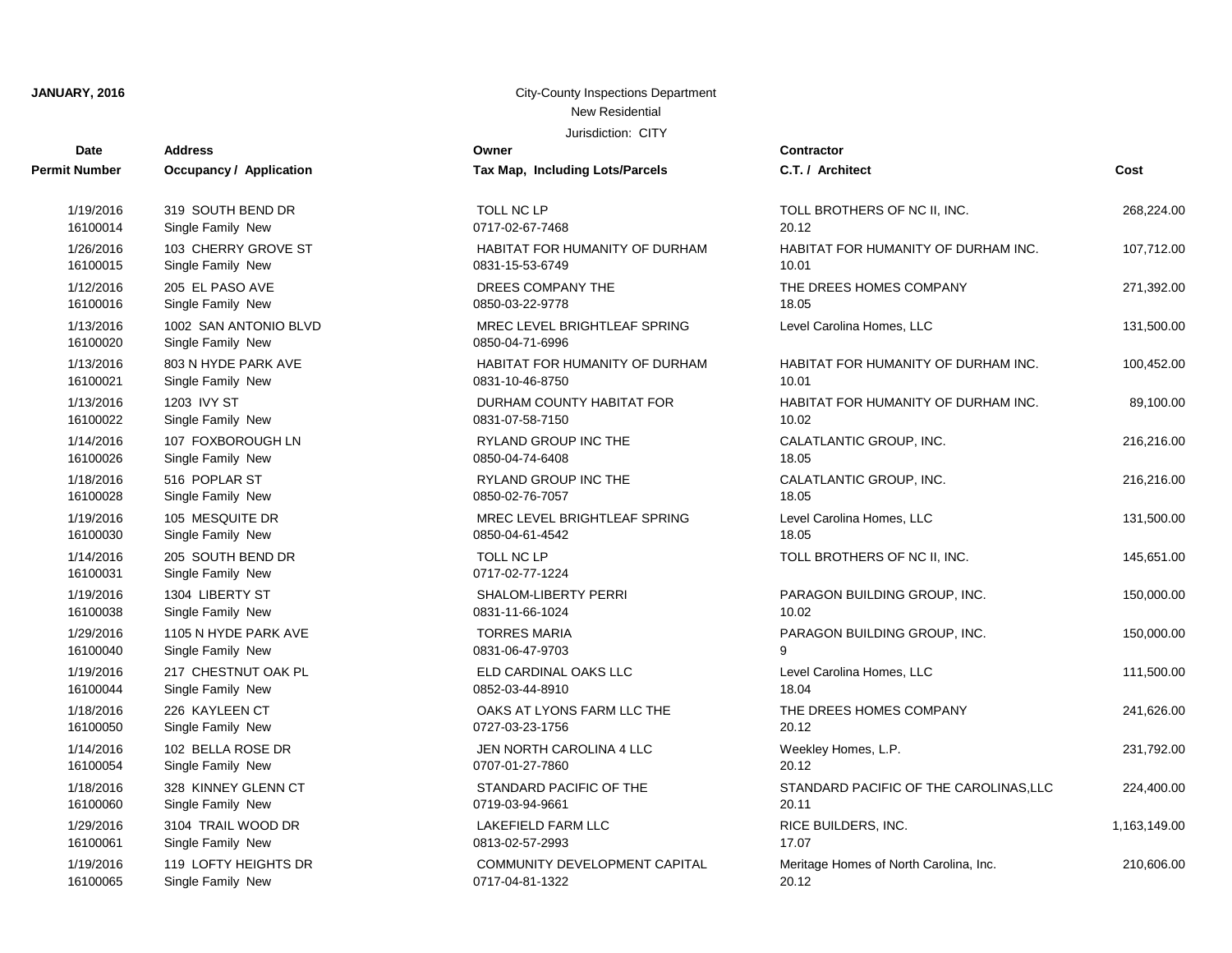**JANUARY, 2016**

City-County Inspections Department
New Residential
Jurisdiction: CITY

| Date / Permit Number | Address / Occupancy / Application | Owner / Tax Map, Including Lots/Parcels | Contractor / C.T. / Architect | Cost |
|---|---|---|---|---|
| 1/19/2016<br>16100014 | 319 SOUTH BEND DR<br>Single Family New | TOLL NC LP<br>0717-02-67-7468 | TOLL BROTHERS OF NC II, INC.<br>20.12 | 268,224.00 |
| 1/26/2016<br>16100015 | 103 CHERRY GROVE ST<br>Single Family New | HABITAT FOR HUMANITY OF DURHAM<br>0831-15-53-6749 | HABITAT FOR HUMANITY OF DURHAM INC.<br>10.01 | 107,712.00 |
| 1/12/2016<br>16100016 | 205 EL PASO AVE<br>Single Family New | DREES COMPANY THE<br>0850-03-22-9778 | THE DREES HOMES COMPANY<br>18.05 | 271,392.00 |
| 1/13/2016<br>16100020 | 1002 SAN ANTONIO BLVD<br>Single Family New | MREC LEVEL BRIGHTLEAF SPRING<br>0850-04-71-6996 | Level Carolina Homes, LLC | 131,500.00 |
| 1/13/2016<br>16100021 | 803 N HYDE PARK AVE<br>Single Family New | HABITAT FOR HUMANITY OF DURHAM<br>0831-10-46-8750 | HABITAT FOR HUMANITY OF DURHAM INC.<br>10.01 | 100,452.00 |
| 1/13/2016<br>16100022 | 1203 IVY ST<br>Single Family New | DURHAM COUNTY HABITAT FOR<br>0831-07-58-7150 | HABITAT FOR HUMANITY OF DURHAM INC.<br>10.02 | 89,100.00 |
| 1/14/2016<br>16100026 | 107 FOXBOROUGH LN<br>Single Family New | RYLAND GROUP INC THE<br>0850-04-74-6408 | CALATLANTIC GROUP, INC.<br>18.05 | 216,216.00 |
| 1/18/2016<br>16100028 | 516 POPLAR ST<br>Single Family New | RYLAND GROUP INC THE<br>0850-02-76-7057 | CALATLANTIC GROUP, INC.<br>18.05 | 216,216.00 |
| 1/19/2016<br>16100030 | 105 MESQUITE DR<br>Single Family New | MREC LEVEL BRIGHTLEAF SPRING<br>0850-04-61-4542 | Level Carolina Homes, LLC<br>18.05 | 131,500.00 |
| 1/14/2016<br>16100031 | 205 SOUTH BEND DR<br>Single Family New | TOLL NC LP<br>0717-02-77-1224 | TOLL BROTHERS OF NC II, INC. | 145,651.00 |
| 1/19/2016<br>16100038 | 1304 LIBERTY ST<br>Single Family New | SHALOM-LIBERTY PERRI<br>0831-11-66-1024 | PARAGON BUILDING GROUP, INC.<br>10.02 | 150,000.00 |
| 1/29/2016<br>16100040 | 1105 N HYDE PARK AVE<br>Single Family New | TORRES MARIA<br>0831-06-47-9703 | PARAGON BUILDING GROUP, INC.<br>9 | 150,000.00 |
| 1/19/2016<br>16100044 | 217 CHESTNUT OAK PL<br>Single Family New | ELD CARDINAL OAKS LLC<br>0852-03-44-8910 | Level Carolina Homes, LLC<br>18.04 | 111,500.00 |
| 1/18/2016<br>16100050 | 226 KAYLEEN CT<br>Single Family New | OAKS AT LYONS FARM LLC THE<br>0727-03-23-1756 | THE DREES HOMES COMPANY<br>20.12 | 241,626.00 |
| 1/14/2016<br>16100054 | 102 BELLA ROSE DR<br>Single Family New | JEN NORTH CAROLINA 4 LLC<br>0707-01-27-7860 | Weekley Homes, L.P.<br>20.12 | 231,792.00 |
| 1/18/2016<br>16100060 | 328 KINNEY GLENN CT<br>Single Family New | STANDARD PACIFIC OF THE<br>0719-03-94-9661 | STANDARD PACIFIC OF THE CAROLINAS,LLC<br>20.11 | 224,400.00 |
| 1/29/2016<br>16100061 | 3104 TRAIL WOOD DR<br>Single Family New | LAKEFIELD FARM LLC<br>0813-02-57-2993 | RICE BUILDERS, INC.<br>17.07 | 1,163,149.00 |
| 1/19/2016<br>16100065 | 119 LOFTY HEIGHTS DR<br>Single Family New | COMMUNITY DEVELOPMENT CAPITAL<br>0717-04-81-1322 | Meritage Homes of North Carolina, Inc.<br>20.12 | 210,606.00 |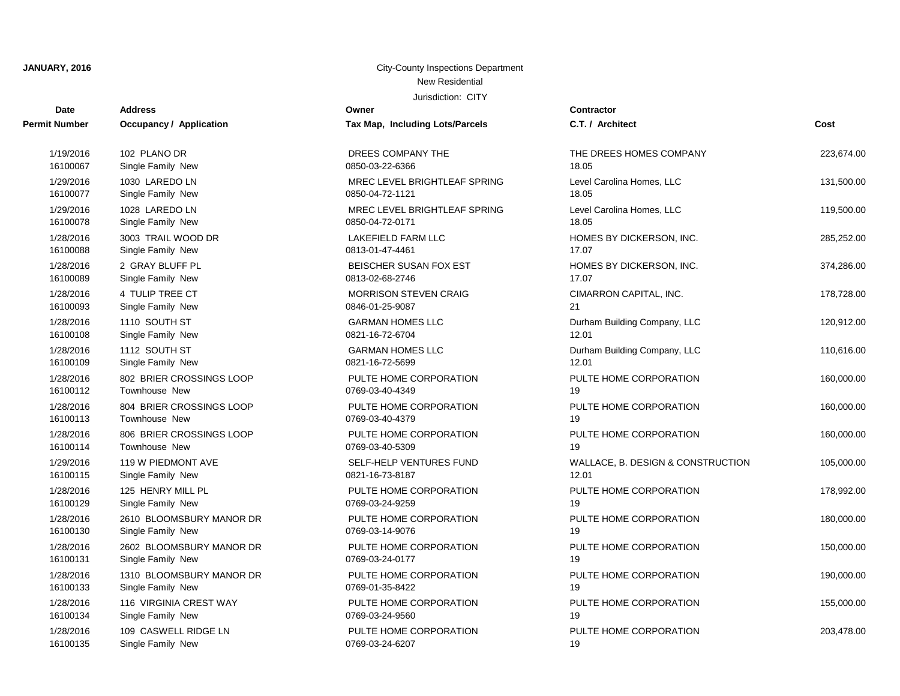**JANUARY, 2016**

City-County Inspections Department

New Residential

Jurisdiction: CITY

| Date / Permit Number | Address / Occupancy / Application | Owner / Tax Map, Including Lots/Parcels | Contractor / C.T. / Architect | Cost |
|---|---|---|---|---|
| 1/19/2016<br>16100067 | 102 PLANO DR<br>Single Family New | DREES COMPANY THE<br>0850-03-22-6366 | THE DREES HOMES COMPANY<br>18.05 | 223,674.00 |
| 1/29/2016<br>16100077 | 1030 LAREDO LN<br>Single Family New | MREC LEVEL BRIGHTLEAF SPRING<br>0850-04-72-1121 | Level Carolina Homes, LLC<br>18.05 | 131,500.00 |
| 1/29/2016<br>16100078 | 1028 LAREDO LN<br>Single Family New | MREC LEVEL BRIGHTLEAF SPRING<br>0850-04-72-0171 | Level Carolina Homes, LLC<br>18.05 | 119,500.00 |
| 1/28/2016<br>16100088 | 3003 TRAIL WOOD DR<br>Single Family New | LAKEFIELD FARM LLC<br>0813-01-47-4461 | HOMES BY DICKERSON, INC.<br>17.07 | 285,252.00 |
| 1/28/2016<br>16100089 | 2 GRAY BLUFF PL<br>Single Family New | BEISCHER SUSAN FOX EST<br>0813-02-68-2746 | HOMES BY DICKERSON, INC.<br>17.07 | 374,286.00 |
| 1/28/2016<br>16100093 | 4 TULIP TREE CT<br>Single Family New | MORRISON STEVEN CRAIG<br>0846-01-25-9087 | CIMARRON CAPITAL, INC.<br>21 | 178,728.00 |
| 1/28/2016<br>16100108 | 1110 SOUTH ST<br>Single Family New | GARMAN HOMES LLC<br>0821-16-72-6704 | Durham Building Company, LLC<br>12.01 | 120,912.00 |
| 1/28/2016<br>16100109 | 1112 SOUTH ST<br>Single Family New | GARMAN HOMES LLC<br>0821-16-72-5699 | Durham Building Company, LLC<br>12.01 | 110,616.00 |
| 1/28/2016<br>16100112 | 802 BRIER CROSSINGS LOOP<br>Townhouse New | PULTE HOME CORPORATION<br>0769-03-40-4349 | PULTE HOME CORPORATION<br>19 | 160,000.00 |
| 1/28/2016<br>16100113 | 804 BRIER CROSSINGS LOOP<br>Townhouse New | PULTE HOME CORPORATION<br>0769-03-40-4379 | PULTE HOME CORPORATION<br>19 | 160,000.00 |
| 1/28/2016<br>16100114 | 806 BRIER CROSSINGS LOOP<br>Townhouse New | PULTE HOME CORPORATION<br>0769-03-40-5309 | PULTE HOME CORPORATION<br>19 | 160,000.00 |
| 1/29/2016<br>16100115 | 119 W PIEDMONT AVE<br>Single Family New | SELF-HELP VENTURES FUND<br>0821-16-73-8187 | WALLACE, B. DESIGN & CONSTRUCTION<br>12.01 | 105,000.00 |
| 1/28/2016<br>16100129 | 125 HENRY MILL PL<br>Single Family New | PULTE HOME CORPORATION<br>0769-03-24-9259 | PULTE HOME CORPORATION<br>19 | 178,992.00 |
| 1/28/2016<br>16100130 | 2610 BLOOMSBURY MANOR DR<br>Single Family New | PULTE HOME CORPORATION<br>0769-03-14-9076 | PULTE HOME CORPORATION<br>19 | 180,000.00 |
| 1/28/2016<br>16100131 | 2602 BLOOMSBURY MANOR DR<br>Single Family New | PULTE HOME CORPORATION<br>0769-03-24-0177 | PULTE HOME CORPORATION<br>19 | 150,000.00 |
| 1/28/2016<br>16100133 | 1310 BLOOMSBURY MANOR DR<br>Single Family New | PULTE HOME CORPORATION<br>0769-01-35-8422 | PULTE HOME CORPORATION<br>19 | 190,000.00 |
| 1/28/2016<br>16100134 | 116 VIRGINIA CREST WAY<br>Single Family New | PULTE HOME CORPORATION<br>0769-03-24-9560 | PULTE HOME CORPORATION<br>19 | 155,000.00 |
| 1/28/2016<br>16100135 | 109 CASWELL RIDGE LN<br>Single Family New | PULTE HOME CORPORATION<br>0769-03-24-6207 | PULTE HOME CORPORATION<br>19 | 203,478.00 |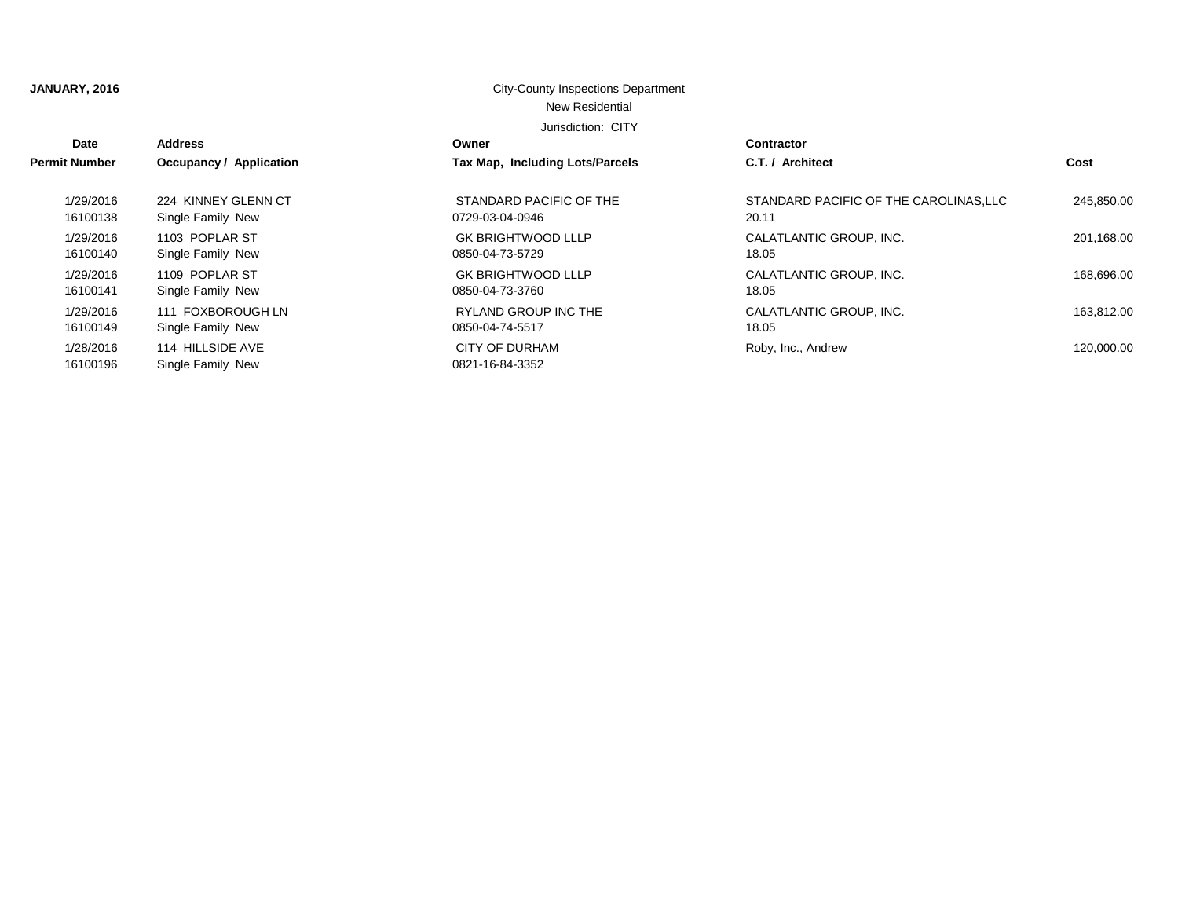**JANUARY, 2016**

City-County Inspections Department

New Residential

Jurisdiction: CITY

| Date<br>Permit Number | Address<br>Occupancy / Application | Owner<br>Tax Map, Including Lots/Parcels | Contractor<br>C.T. / Architect | Cost |
|---|---|---|---|---|
| 1/29/2016<br>16100138 | 224 KINNEY GLENN CT<br>Single Family New | STANDARD PACIFIC OF THE<br>0729-03-04-0946 | STANDARD PACIFIC OF THE CAROLINAS,LLC<br>20.11 | 245,850.00 |
| 1/29/2016<br>16100140 | 1103 POPLAR ST<br>Single Family New | GK BRIGHTWOOD LLLP<br>0850-04-73-5729 | CALATLANTIC GROUP, INC.<br>18.05 | 201,168.00 |
| 1/29/2016<br>16100141 | 1109 POPLAR ST<br>Single Family New | GK BRIGHTWOOD LLLP<br>0850-04-73-3760 | CALATLANTIC GROUP, INC.<br>18.05 | 168,696.00 |
| 1/29/2016<br>16100149 | 111 FOXBOROUGH LN<br>Single Family New | RYLAND GROUP INC THE<br>0850-04-74-5517 | CALATLANTIC GROUP, INC.<br>18.05 | 163,812.00 |
| 1/28/2016<br>16100196 | 114 HILLSIDE AVE<br>Single Family New | CITY OF DURHAM<br>0821-16-84-3352 | Roby, Inc., Andrew | 120,000.00 |